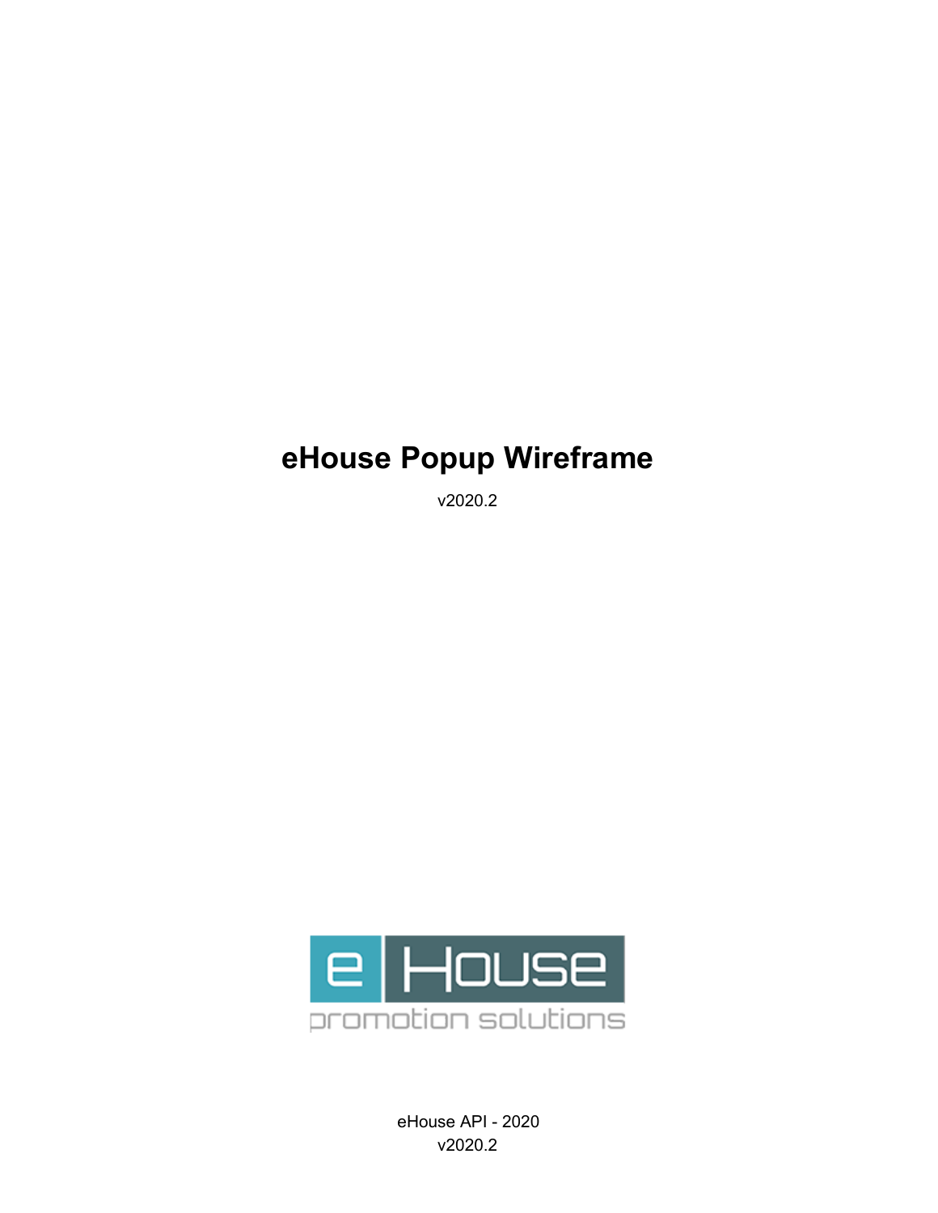# eHouse Popup Wireframe

v2020.2

eHouse API - 2020
v2020.2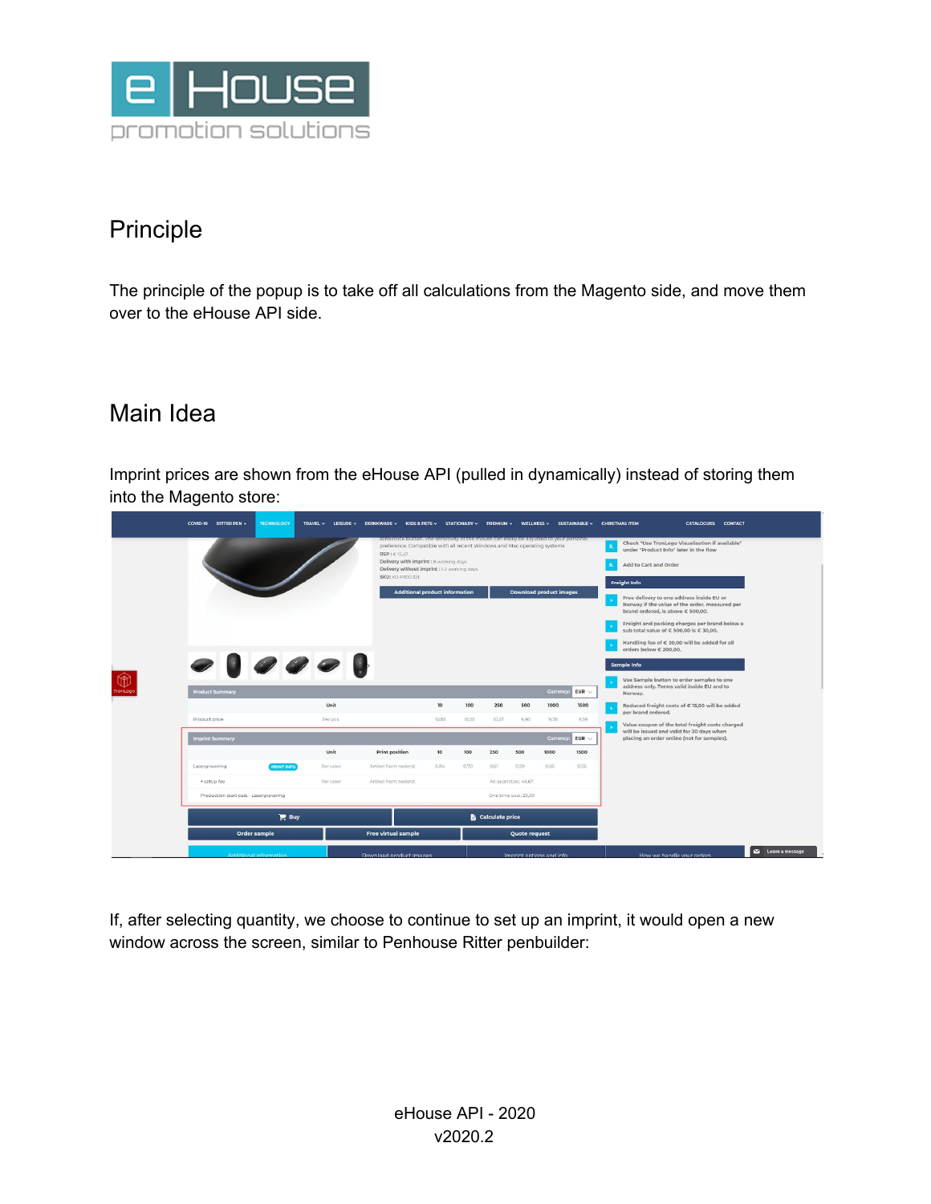# Principle

The principle of the popup is to take off all calculations from the Magento side, and move them over to the eHouse API side.

# Main Idea

Imprint prices are shown from the eHouse API (pulled in dynamically) instead of storing them into the Magento store:

If, after selecting quantity, we choose to continue to set up an imprint, it would open a new window across the screen, similar to Penhouse Ritter penbuilder: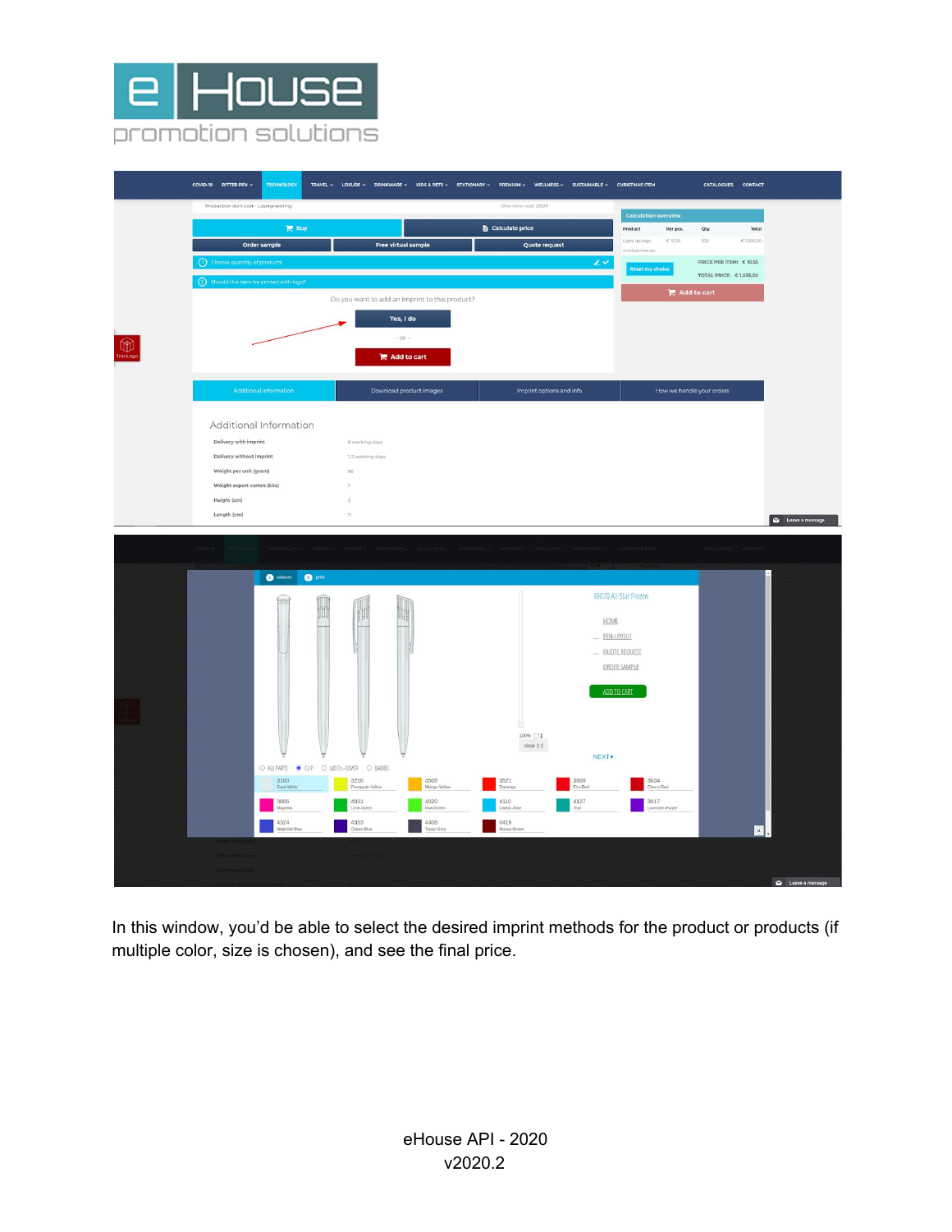In this window, you'd be able to select the desired imprint methods for the product or products (if multiple color, size is chosen), and see the final price.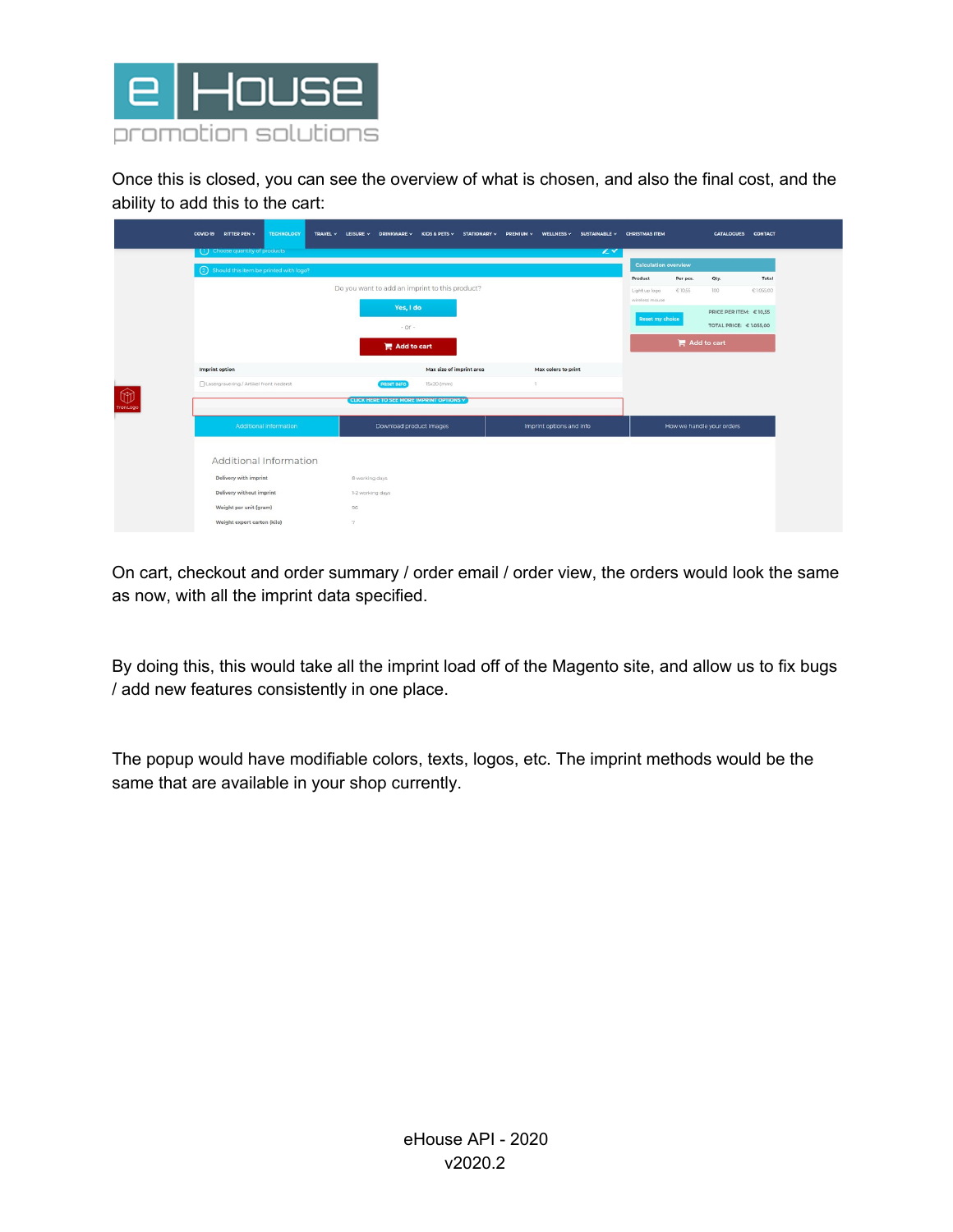Once this is closed, you can see the overview of what is chosen, and also the final cost, and the ability to add this to the cart:

On cart, checkout and order summary / order email / order view, the orders would look the same as now, with all the imprint data specified.

By doing this, this would take all the imprint load off of the Magento site, and allow us to fix bugs / add new features consistently in one place.

The popup would have modifiable colors, texts, logos, etc. The imprint methods would be the same that are available in your shop currently.